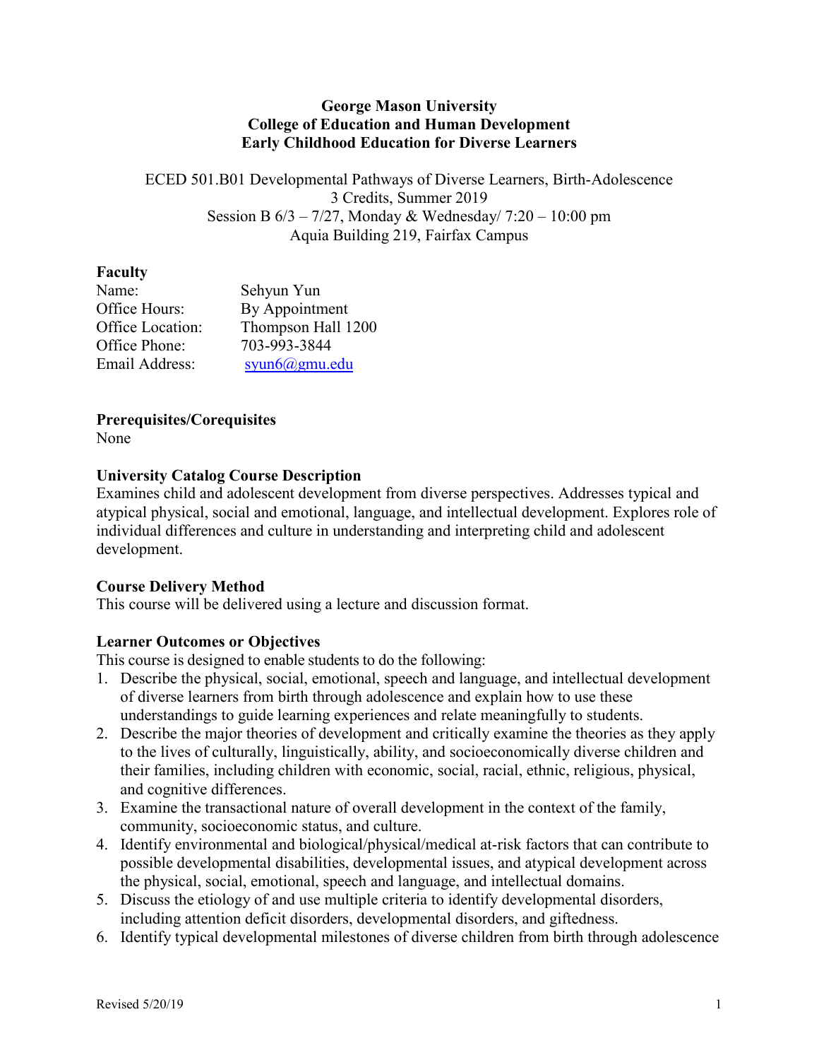**George Mason University**
**College of Education and Human Development**
**Early Childhood Education for Diverse Learners**

ECED 501.B01 Developmental Pathways of Diverse Learners, Birth-Adolescence
3 Credits, Summer 2019
Session B 6/3 – 7/27, Monday & Wednesday/ 7:20 – 10:00 pm
Aquia Building 219, Fairfax Campus

## Faculty

| | |
|---|---|
| Name: | Sehyun Yun |
| Office Hours: | By Appointment |
| Office Location: | Thompson Hall 1200 |
| Office Phone: | 703-993-3844 |
| Email Address: | syun6@gmu.edu |

## Prerequisites/Corequisites

None

## University Catalog Course Description

Examines child and adolescent development from diverse perspectives. Addresses typical and atypical physical, social and emotional, language, and intellectual development. Explores role of individual differences and culture in understanding and interpreting child and adolescent development.

## Course Delivery Method

This course will be delivered using a lecture and discussion format.

## Learner Outcomes or Objectives

This course is designed to enable students to do the following:

1. Describe the physical, social, emotional, speech and language, and intellectual development of diverse learners from birth through adolescence and explain how to use these understandings to guide learning experiences and relate meaningfully to students.
2. Describe the major theories of development and critically examine the theories as they apply to the lives of culturally, linguistically, ability, and socioeconomically diverse children and their families, including children with economic, social, racial, ethnic, religious, physical, and cognitive differences.
3. Examine the transactional nature of overall development in the context of the family, community, socioeconomic status, and culture.
4. Identify environmental and biological/physical/medical at-risk factors that can contribute to possible developmental disabilities, developmental issues, and atypical development across the physical, social, emotional, speech and language, and intellectual domains.
5. Discuss the etiology of and use multiple criteria to identify developmental disorders, including attention deficit disorders, developmental disorders, and giftedness.
6. Identify typical developmental milestones of diverse children from birth through adolescence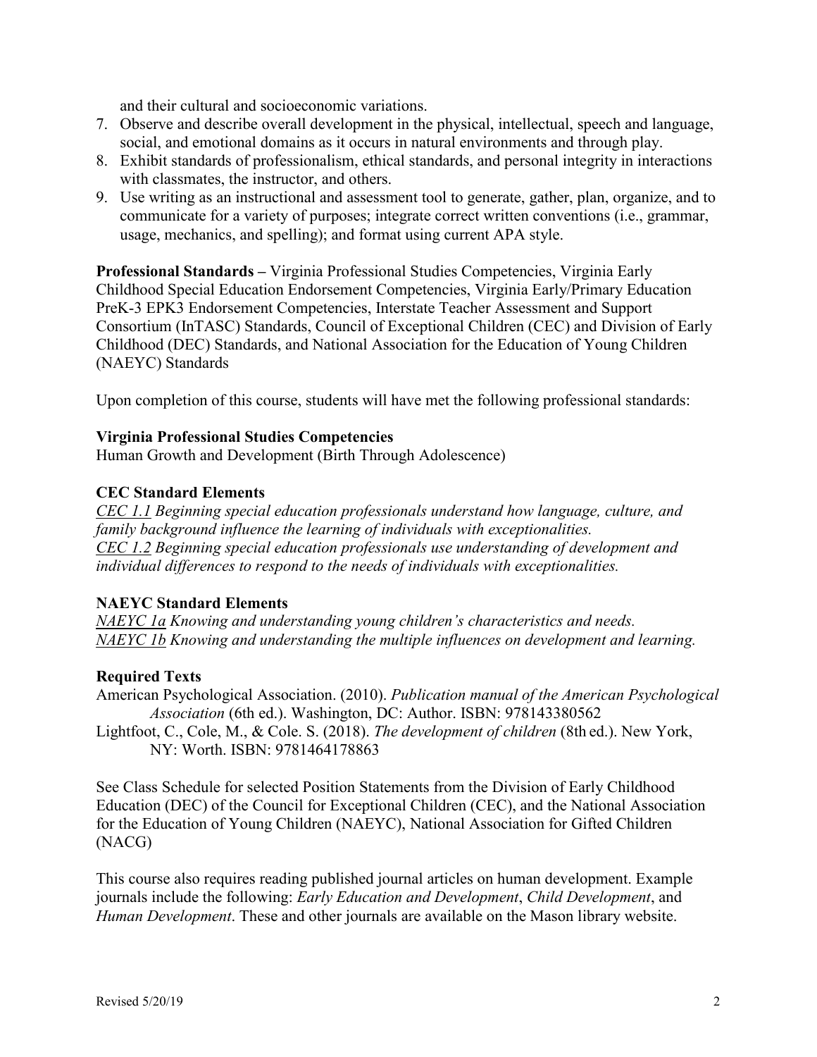and their cultural and socioeconomic variations.

7. Observe and describe overall development in the physical, intellectual, speech and language, social, and emotional domains as it occurs in natural environments and through play.
8. Exhibit standards of professionalism, ethical standards, and personal integrity in interactions with classmates, the instructor, and others.
9. Use writing as an instructional and assessment tool to generate, gather, plan, organize, and to communicate for a variety of purposes; integrate correct written conventions (i.e., grammar, usage, mechanics, and spelling); and format using current APA style.

**Professional Standards –** Virginia Professional Studies Competencies, Virginia Early Childhood Special Education Endorsement Competencies, Virginia Early/Primary Education PreK-3 EPK3 Endorsement Competencies, Interstate Teacher Assessment and Support Consortium (InTASC) Standards, Council of Exceptional Children (CEC) and Division of Early Childhood (DEC) Standards, and National Association for the Education of Young Children (NAEYC) Standards

Upon completion of this course, students will have met the following professional standards:

**Virginia Professional Studies Competencies**

Human Growth and Development (Birth Through Adolescence)

**CEC Standard Elements**

*CEC 1.1 Beginning special education professionals understand how language, culture, and family background influence the learning of individuals with exceptionalities.*
*CEC 1.2 Beginning special education professionals use understanding of development and individual differences to respond to the needs of individuals with exceptionalities.*

**NAEYC Standard Elements**

*NAEYC 1a Knowing and understanding young children's characteristics and needs.*
*NAEYC 1b Knowing and understanding the multiple influences on development and learning.*

**Required Texts**

American Psychological Association. (2010). *Publication manual of the American Psychological Association* (6th ed.). Washington, DC: Author. ISBN: 978143380562

Lightfoot, C., Cole, M., & Cole. S. (2018). *The development of children* (8th ed.). New York, NY: Worth. ISBN: 9781464178863

See Class Schedule for selected Position Statements from the Division of Early Childhood Education (DEC) of the Council for Exceptional Children (CEC), and the National Association for the Education of Young Children (NAEYC), National Association for Gifted Children (NACG)

This course also requires reading published journal articles on human development. Example journals include the following: *Early Education and Development*, *Child Development*, and *Human Development*. These and other journals are available on the Mason library website.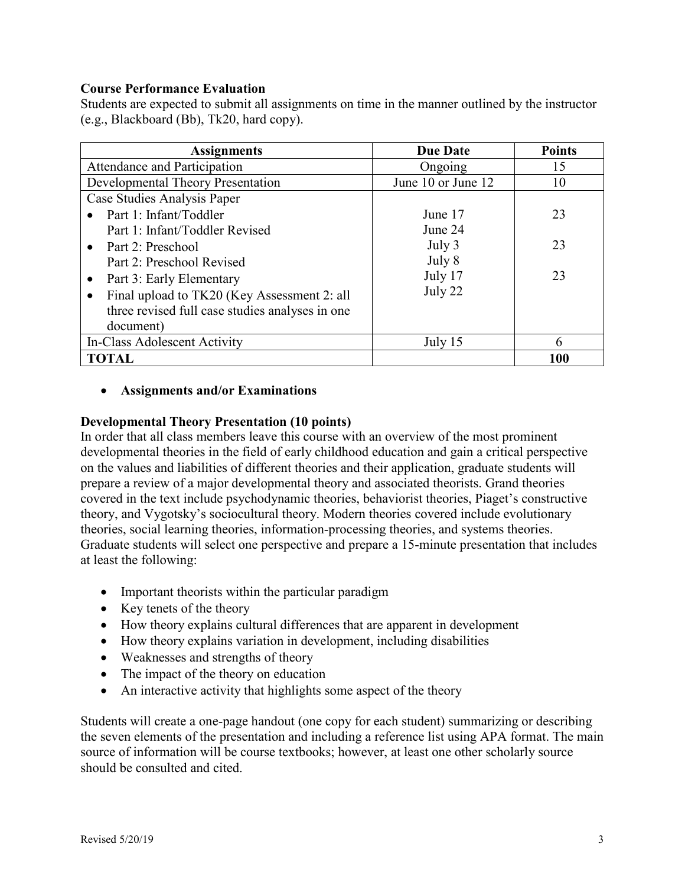**Course Performance Evaluation**

Students are expected to submit all assignments on time in the manner outlined by the instructor (e.g., Blackboard (Bb), Tk20, hard copy).

| Assignments | Due Date | Points |
|---|---|---|
| Attendance and Participation | Ongoing | 15 |
| Developmental Theory Presentation | June 10 or June 12 | 10 |
| Case Studies Analysis Paper<br>• Part 1: Infant/Toddler<br>Part 1: Infant/Toddler Revised<br>• Part 2: Preschool<br>Part 2: Preschool Revised<br>• Part 3: Early Elementary<br>• Final upload to TK20 (Key Assessment 2: all three revised full case studies analyses in one document) | <br>June 17<br>June 24<br>July 3<br>July 8<br>July 17<br>July 22 | <br>23<br><br>23<br><br>23 |
| In-Class Adolescent Activity | July 15 | 6 |
| **TOTAL** | | **100** |

- **Assignments and/or Examinations**

**Developmental Theory Presentation (10 points)**

In order that all class members leave this course with an overview of the most prominent developmental theories in the field of early childhood education and gain a critical perspective on the values and liabilities of different theories and their application, graduate students will prepare a review of a major developmental theory and associated theorists. Grand theories covered in the text include psychodynamic theories, behaviorist theories, Piaget's constructive theory, and Vygotsky's sociocultural theory. Modern theories covered include evolutionary theories, social learning theories, information-processing theories, and systems theories. Graduate students will select one perspective and prepare a 15-minute presentation that includes at least the following:

- Important theorists within the particular paradigm
- Key tenets of the theory
- How theory explains cultural differences that are apparent in development
- How theory explains variation in development, including disabilities
- Weaknesses and strengths of theory
- The impact of the theory on education
- An interactive activity that highlights some aspect of the theory

Students will create a one-page handout (one copy for each student) summarizing or describing the seven elements of the presentation and including a reference list using APA format. The main source of information will be course textbooks; however, at least one other scholarly source should be consulted and cited.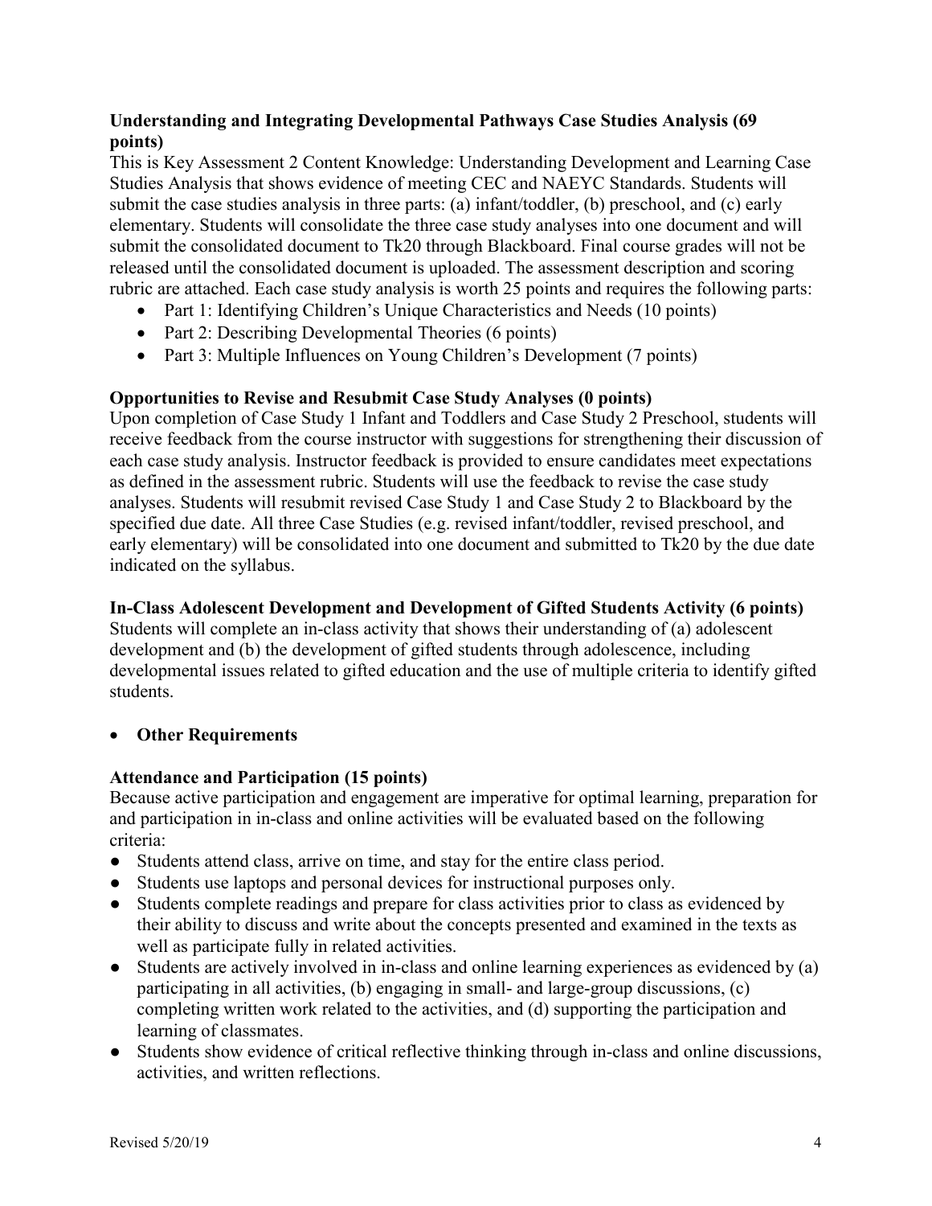**Understanding and Integrating Developmental Pathways Case Studies Analysis (69 points)**

This is Key Assessment 2 Content Knowledge: Understanding Development and Learning Case Studies Analysis that shows evidence of meeting CEC and NAEYC Standards. Students will submit the case studies analysis in three parts: (a) infant/toddler, (b) preschool, and (c) early elementary. Students will consolidate the three case study analyses into one document and will submit the consolidated document to Tk20 through Blackboard. Final course grades will not be released until the consolidated document is uploaded. The assessment description and scoring rubric are attached. Each case study analysis is worth 25 points and requires the following parts:

- Part 1: Identifying Children's Unique Characteristics and Needs (10 points)
- Part 2: Describing Developmental Theories (6 points)
- Part 3: Multiple Influences on Young Children's Development (7 points)

**Opportunities to Revise and Resubmit Case Study Analyses (0 points)**

Upon completion of Case Study 1 Infant and Toddlers and Case Study 2 Preschool, students will receive feedback from the course instructor with suggestions for strengthening their discussion of each case study analysis. Instructor feedback is provided to ensure candidates meet expectations as defined in the assessment rubric. Students will use the feedback to revise the case study analyses. Students will resubmit revised Case Study 1 and Case Study 2 to Blackboard by the specified due date. All three Case Studies (e.g. revised infant/toddler, revised preschool, and early elementary) will be consolidated into one document and submitted to Tk20 by the due date indicated on the syllabus.

**In-Class Adolescent Development and Development of Gifted Students Activity (6 points)**

Students will complete an in-class activity that shows their understanding of (a) adolescent development and (b) the development of gifted students through adolescence, including developmental issues related to gifted education and the use of multiple criteria to identify gifted students.

- **Other Requirements**

**Attendance and Participation (15 points)**

Because active participation and engagement are imperative for optimal learning, preparation for and participation in in-class and online activities will be evaluated based on the following criteria:

- Students attend class, arrive on time, and stay for the entire class period.
- Students use laptops and personal devices for instructional purposes only.
- Students complete readings and prepare for class activities prior to class as evidenced by their ability to discuss and write about the concepts presented and examined in the texts as well as participate fully in related activities.
- Students are actively involved in in-class and online learning experiences as evidenced by (a) participating in all activities, (b) engaging in small- and large-group discussions, (c) completing written work related to the activities, and (d) supporting the participation and learning of classmates.
- Students show evidence of critical reflective thinking through in-class and online discussions, activities, and written reflections.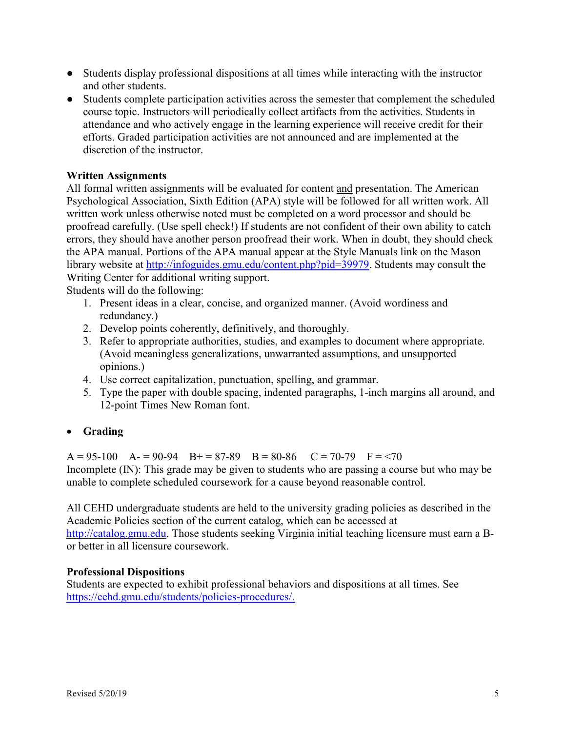- Students display professional dispositions at all times while interacting with the instructor and other students.
- Students complete participation activities across the semester that complement the scheduled course topic. Instructors will periodically collect artifacts from the activities. Students in attendance and who actively engage in the learning experience will receive credit for their efforts. Graded participation activities are not announced and are implemented at the discretion of the instructor.

**Written Assignments**

All formal written assignments will be evaluated for content and presentation. The American Psychological Association, Sixth Edition (APA) style will be followed for all written work. All written work unless otherwise noted must be completed on a word processor and should be proofread carefully. (Use spell check!) If students are not confident of their own ability to catch errors, they should have another person proofread their work. When in doubt, they should check the APA manual. Portions of the APA manual appear at the Style Manuals link on the Mason library website at http://infoguides.gmu.edu/content.php?pid=39979. Students may consult the Writing Center for additional writing support.

Students will do the following:

1. Present ideas in a clear, concise, and organized manner. (Avoid wordiness and redundancy.)
2. Develop points coherently, definitively, and thoroughly.
3. Refer to appropriate authorities, studies, and examples to document where appropriate. (Avoid meaningless generalizations, unwarranted assumptions, and unsupported opinions.)
4. Use correct capitalization, punctuation, spelling, and grammar.
5. Type the paper with double spacing, indented paragraphs, 1-inch margins all around, and 12-point Times New Roman font.

- **Grading**

A = 95-100 A- = 90-94 B+ = 87-89 B = 80-86 C = 70-79 F = <70

Incomplete (IN): This grade may be given to students who are passing a course but who may be unable to complete scheduled coursework for a cause beyond reasonable control.

All CEHD undergraduate students are held to the university grading policies as described in the Academic Policies section of the current catalog, which can be accessed at http://catalog.gmu.edu. Those students seeking Virginia initial teaching licensure must earn a B- or better in all licensure coursework.

**Professional Dispositions**

Students are expected to exhibit professional behaviors and dispositions at all times. See https://cehd.gmu.edu/students/policies-procedures/.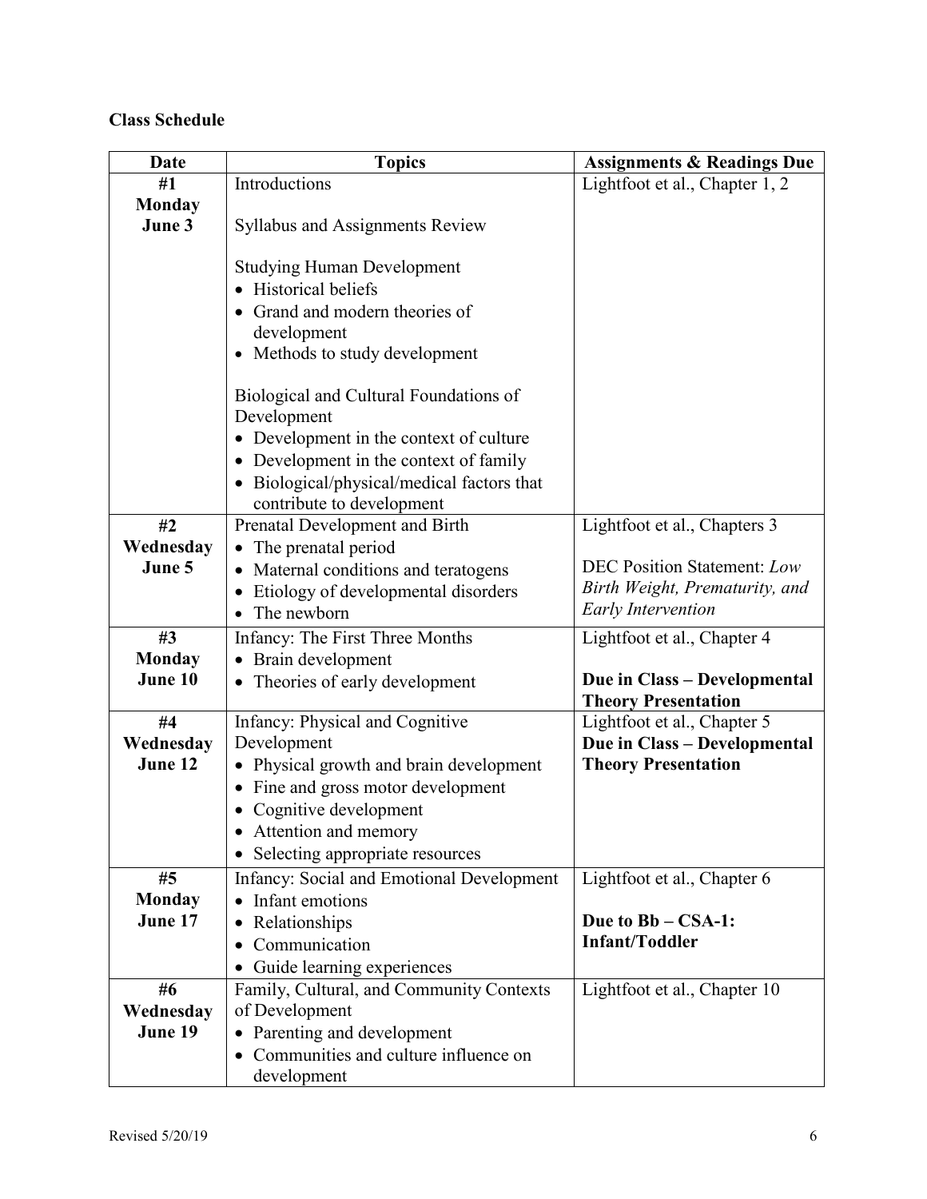**Class Schedule**

| Date | Topics | Assignments & Readings Due |
|---|---|---|
| #1 **Monday June 3** | Introductions<br><br>Syllabus and Assignments Review<br><br>Studying Human Development<br>• Historical beliefs<br>• Grand and modern theories of development<br>• Methods to study development<br><br>Biological and Cultural Foundations of Development<br>• Development in the context of culture<br>• Development in the context of family<br>• Biological/physical/medical factors that contribute to development | Lightfoot et al., Chapter 1, 2 |
| #2 **Wednesday June 5** | Prenatal Development and Birth<br>• The prenatal period<br>• Maternal conditions and teratogens<br>• Etiology of developmental disorders<br>• The newborn | Lightfoot et al., Chapters 3<br><br>DEC Position Statement: *Low Birth Weight, Prematurity, and Early Intervention* |
| #3 **Monday June 10** | Infancy: The First Three Months<br>• Brain development<br>• Theories of early development | Lightfoot et al., Chapter 4<br><br>**Due in Class – Developmental Theory Presentation** |
| #4 **Wednesday June 12** | Infancy: Physical and Cognitive Development<br>• Physical growth and brain development<br>• Fine and gross motor development<br>• Cognitive development<br>• Attention and memory<br>• Selecting appropriate resources | Lightfoot et al., Chapter 5<br>**Due in Class – Developmental Theory Presentation** |
| #5 **Monday June 17** | Infancy: Social and Emotional Development<br>• Infant emotions<br>• Relationships<br>• Communication<br>• Guide learning experiences | Lightfoot et al., Chapter 6<br><br>**Due to Bb – CSA-1: Infant/Toddler** |
| #6 **Wednesday June 19** | Family, Cultural, and Community Contexts of Development<br>• Parenting and development<br>• Communities and culture influence on development | Lightfoot et al., Chapter 10 |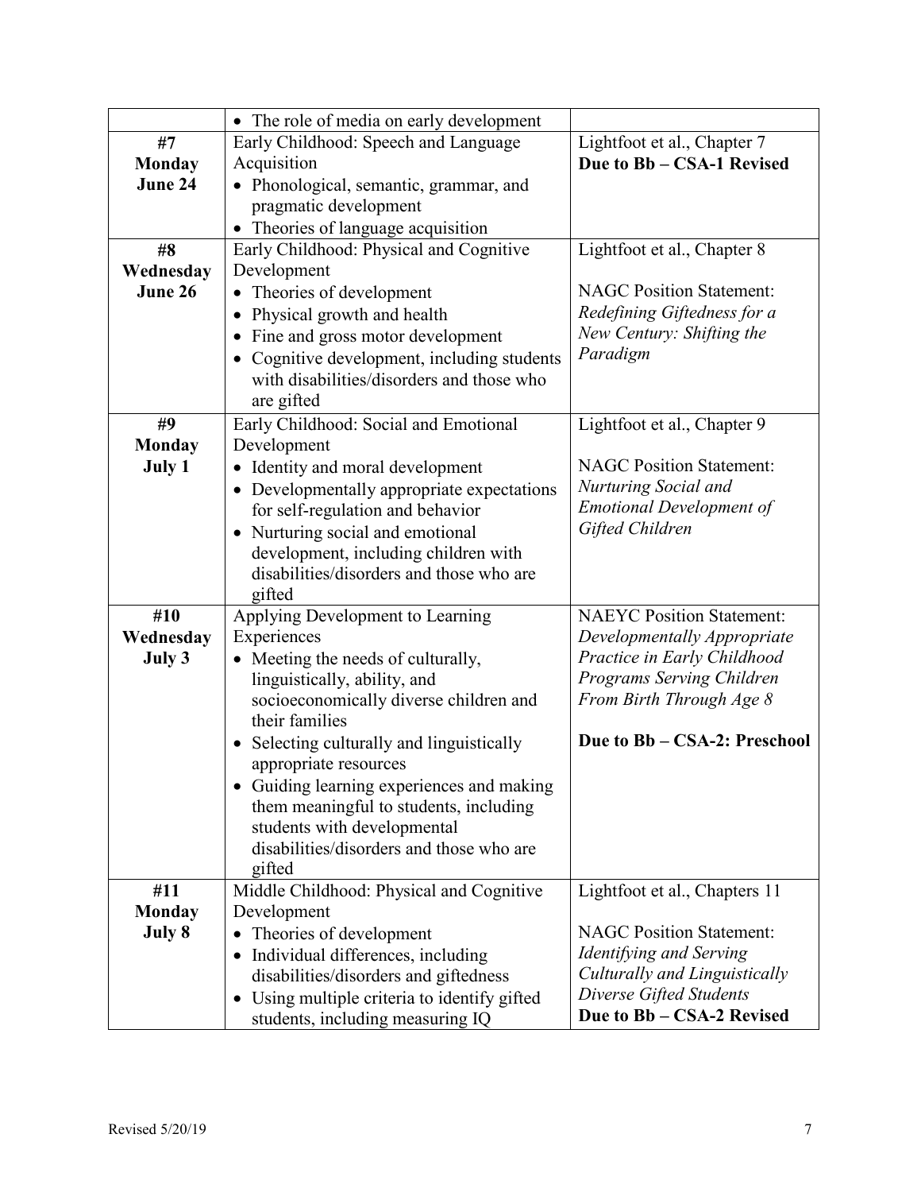| | | |
|---|---|---|
| | • The role of media on early development | |
| **#7**<br>**Monday**<br>**June 24** | Early Childhood: Speech and Language Acquisition<br>• Phonological, semantic, grammar, and pragmatic development<br>• Theories of language acquisition | Lightfoot et al., Chapter 7<br>**Due to Bb – CSA-1 Revised** |
| **#8**<br>**Wednesday**<br>**June 26** | Early Childhood: Physical and Cognitive Development<br>• Theories of development<br>• Physical growth and health<br>• Fine and gross motor development<br>• Cognitive development, including students with disabilities/disorders and those who are gifted | Lightfoot et al., Chapter 8<br><br>NAGC Position Statement: *Redefining Giftedness for a New Century: Shifting the Paradigm* |
| **#9**<br>**Monday**<br>**July 1** | Early Childhood: Social and Emotional Development<br>• Identity and moral development<br>• Developmentally appropriate expectations for self-regulation and behavior<br>• Nurturing social and emotional development, including children with disabilities/disorders and those who are gifted | Lightfoot et al., Chapter 9<br><br>NAGC Position Statement: *Nurturing Social and Emotional Development of Gifted Children* |
| **#10**<br>**Wednesday**<br>**July 3** | Applying Development to Learning Experiences<br>• Meeting the needs of culturally, linguistically, ability, and socioeconomically diverse children and their families<br>• Selecting culturally and linguistically appropriate resources<br>• Guiding learning experiences and making them meaningful to students, including students with developmental disabilities/disorders and those who are gifted | NAEYC Position Statement: *Developmentally Appropriate Practice in Early Childhood Programs Serving Children From Birth Through Age 8*<br><br>**Due to Bb – CSA-2: Preschool** |
| **#11**<br>**Monday**<br>**July 8** | Middle Childhood: Physical and Cognitive Development<br>• Theories of development<br>• Individual differences, including disabilities/disorders and giftedness<br>• Using multiple criteria to identify gifted students, including measuring IQ | Lightfoot et al., Chapters 11<br><br>NAGC Position Statement: *Identifying and Serving Culturally and Linguistically Diverse Gifted Students*<br>**Due to Bb – CSA-2 Revised** |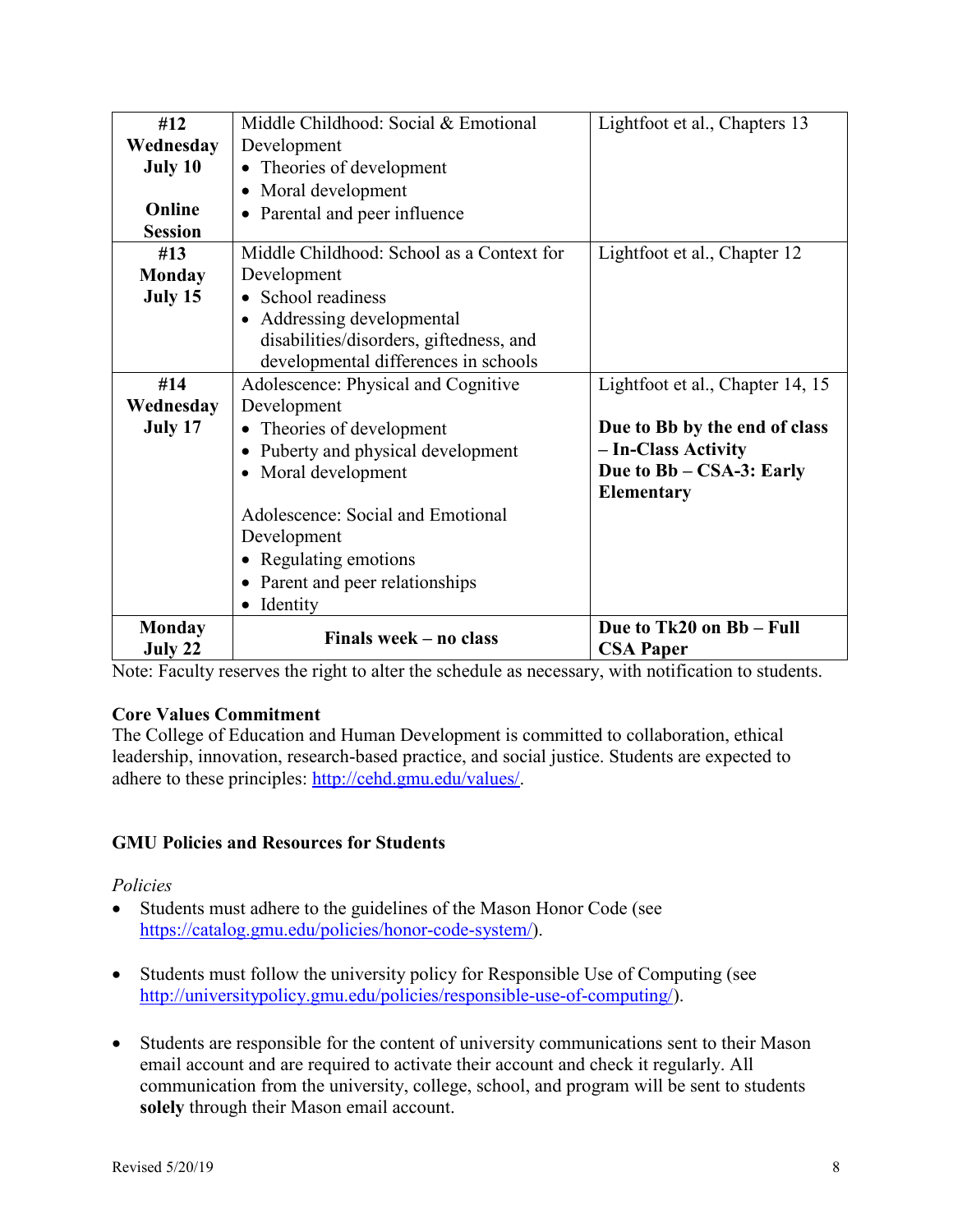| | | |
|---|---|---|
| **#12 Wednesday July 10**<br><br>**Online Session** | Middle Childhood: Social & Emotional Development<br>• Theories of development<br>• Moral development<br>• Parental and peer influence | Lightfoot et al., Chapters 13 |
| **#13 Monday July 15** | Middle Childhood: School as a Context for Development<br>• School readiness<br>• Addressing developmental disabilities/disorders, giftedness, and developmental differences in schools | Lightfoot et al., Chapter 12 |
| **#14 Wednesday July 17** | Adolescence: Physical and Cognitive Development<br>• Theories of development<br>• Puberty and physical development<br>• Moral development<br><br>Adolescence: Social and Emotional Development<br>• Regulating emotions<br>• Parent and peer relationships<br>• Identity | Lightfoot et al., Chapter 14, 15<br><br>**Due to Bb by the end of class – In-Class Activity**<br>**Due to Bb – CSA-3: Early Elementary** |
| **Monday July 22** | **Finals week – no class** | **Due to Tk20 on Bb – Full CSA Paper** |

Note: Faculty reserves the right to alter the schedule as necessary, with notification to students.

**Core Values Commitment**

The College of Education and Human Development is committed to collaboration, ethical leadership, innovation, research-based practice, and social justice. Students are expected to adhere to these principles: http://cehd.gmu.edu/values/.

**GMU Policies and Resources for Students**

*Policies*

- Students must adhere to the guidelines of the Mason Honor Code (see https://catalog.gmu.edu/policies/honor-code-system/).
- Students must follow the university policy for Responsible Use of Computing (see http://universitypolicy.gmu.edu/policies/responsible-use-of-computing/).
- Students are responsible for the content of university communications sent to their Mason email account and are required to activate their account and check it regularly. All communication from the university, college, school, and program will be sent to students **solely** through their Mason email account.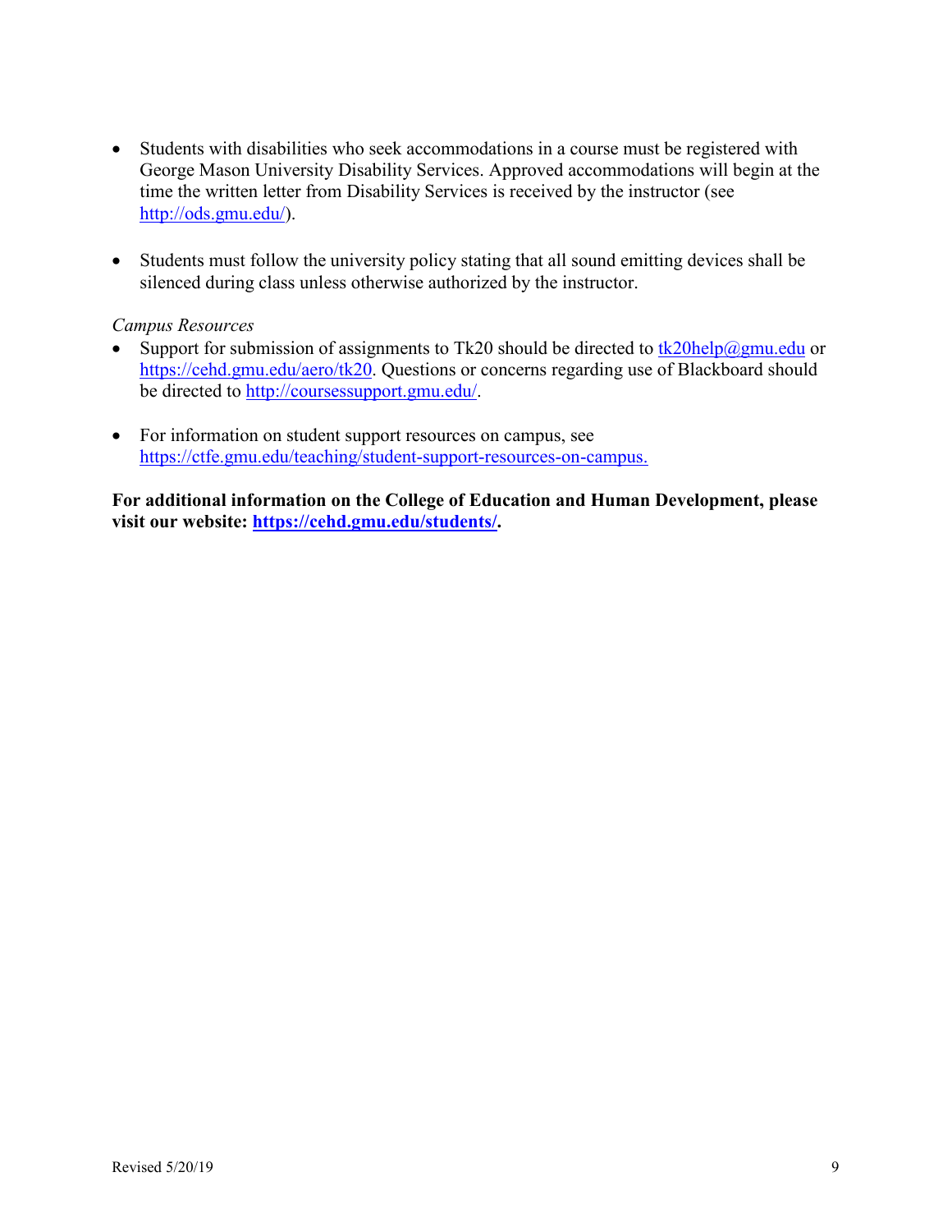- Students with disabilities who seek accommodations in a course must be registered with George Mason University Disability Services. Approved accommodations will begin at the time the written letter from Disability Services is received by the instructor (see http://ods.gmu.edu/).

- Students must follow the university policy stating that all sound emitting devices shall be silenced during class unless otherwise authorized by the instructor.

*Campus Resources*

- Support for submission of assignments to Tk20 should be directed to tk20help@gmu.edu or https://cehd.gmu.edu/aero/tk20. Questions or concerns regarding use of Blackboard should be directed to http://coursessupport.gmu.edu/.

- For information on student support resources on campus, see https://ctfe.gmu.edu/teaching/student-support-resources-on-campus.

**For additional information on the College of Education and Human Development, please visit our website: https://cehd.gmu.edu/students/.**

Revised 5/20/19